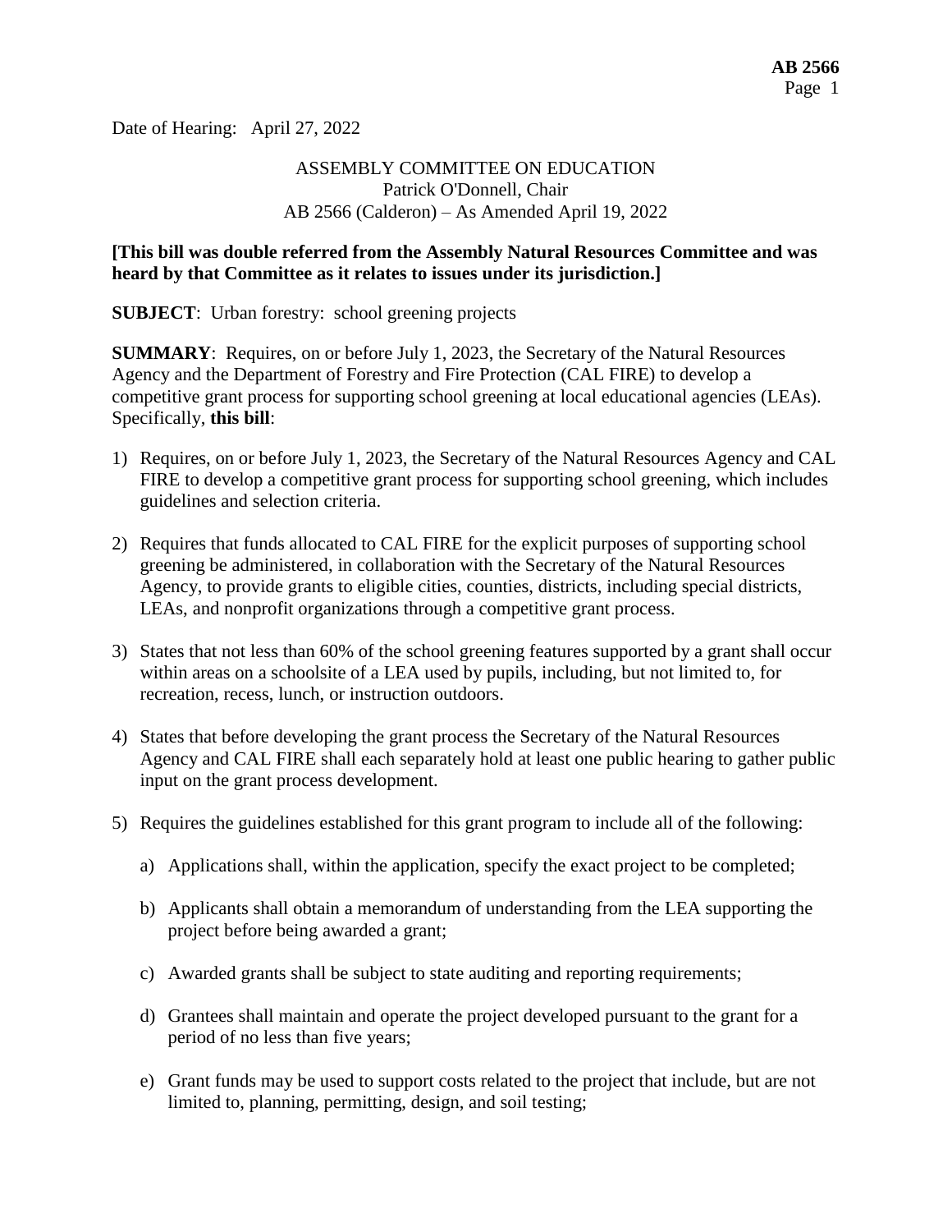Date of Hearing: April 27, 2022

ASSEMBLY COMMITTEE ON EDUCATION
Patrick O'Donnell, Chair
AB 2566 (Calderon) – As Amended April 19, 2022

**[This bill was double referred from the Assembly Natural Resources Committee and was heard by that Committee as it relates to issues under its jurisdiction.]**

**SUBJECT**: Urban forestry: school greening projects

**SUMMARY**: Requires, on or before July 1, 2023, the Secretary of the Natural Resources Agency and the Department of Forestry and Fire Protection (CAL FIRE) to develop a competitive grant process for supporting school greening at local educational agencies (LEAs). Specifically, **this bill**:

1) Requires, on or before July 1, 2023, the Secretary of the Natural Resources Agency and CAL FIRE to develop a competitive grant process for supporting school greening, which includes guidelines and selection criteria.

2) Requires that funds allocated to CAL FIRE for the explicit purposes of supporting school greening be administered, in collaboration with the Secretary of the Natural Resources Agency, to provide grants to eligible cities, counties, districts, including special districts, LEAs, and nonprofit organizations through a competitive grant process.

3) States that not less than 60% of the school greening features supported by a grant shall occur within areas on a schoolsite of a LEA used by pupils, including, but not limited to, for recreation, recess, lunch, or instruction outdoors.

4) States that before developing the grant process the Secretary of the Natural Resources Agency and CAL FIRE shall each separately hold at least one public hearing to gather public input on the grant process development.

5) Requires the guidelines established for this grant program to include all of the following:

   a) Applications shall, within the application, specify the exact project to be completed;

   b) Applicants shall obtain a memorandum of understanding from the LEA supporting the project before being awarded a grant;

   c) Awarded grants shall be subject to state auditing and reporting requirements;

   d) Grantees shall maintain and operate the project developed pursuant to the grant for a period of no less than five years;

   e) Grant funds may be used to support costs related to the project that include, but are not limited to, planning, permitting, design, and soil testing;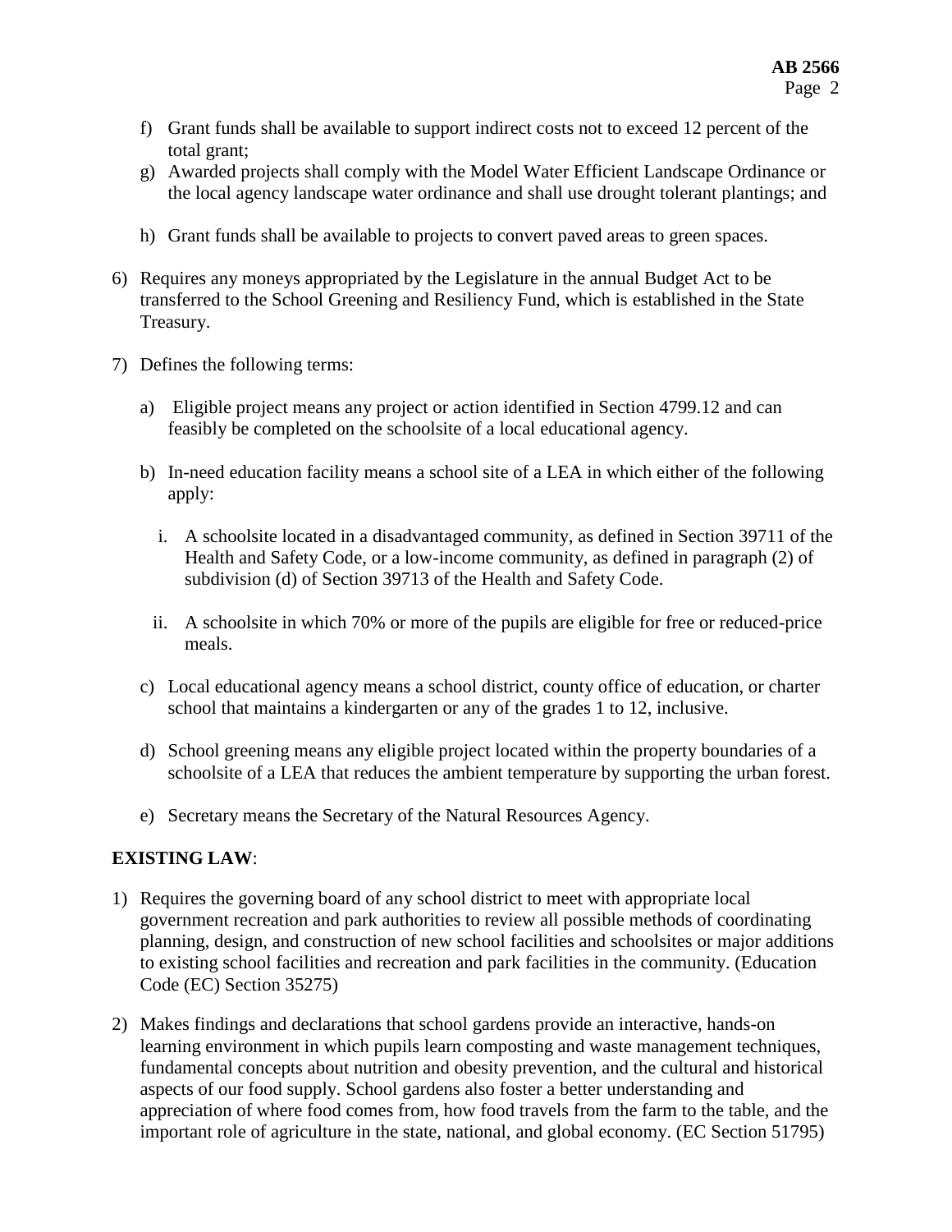f) Grant funds shall be available to support indirect costs not to exceed 12 percent of the total grant;
g) Awarded projects shall comply with the Model Water Efficient Landscape Ordinance or the local agency landscape water ordinance and shall use drought tolerant plantings; and
h) Grant funds shall be available to projects to convert paved areas to green spaces.

6) Requires any moneys appropriated by the Legislature in the annual Budget Act to be transferred to the School Greening and Resiliency Fund, which is established in the State Treasury.

7) Defines the following terms:

   a) Eligible project means any project or action identified in Section 4799.12 and can feasibly be completed on the schoolsite of a local educational agency.

   b) In-need education facility means a school site of a LEA in which either of the following apply:

      i. A schoolsite located in a disadvantaged community, as defined in Section 39711 of the Health and Safety Code, or a low-income community, as defined in paragraph (2) of subdivision (d) of Section 39713 of the Health and Safety Code.

      ii. A schoolsite in which 70% or more of the pupils are eligible for free or reduced-price meals.

   c) Local educational agency means a school district, county office of education, or charter school that maintains a kindergarten or any of the grades 1 to 12, inclusive.

   d) School greening means any eligible project located within the property boundaries of a schoolsite of a LEA that reduces the ambient temperature by supporting the urban forest.

   e) Secretary means the Secretary of the Natural Resources Agency.

**EXISTING LAW**:

1) Requires the governing board of any school district to meet with appropriate local government recreation and park authorities to review all possible methods of coordinating planning, design, and construction of new school facilities and schoolsites or major additions to existing school facilities and recreation and park facilities in the community. (Education Code (EC) Section 35275)

2) Makes findings and declarations that school gardens provide an interactive, hands-on learning environment in which pupils learn composting and waste management techniques, fundamental concepts about nutrition and obesity prevention, and the cultural and historical aspects of our food supply. School gardens also foster a better understanding and appreciation of where food comes from, how food travels from the farm to the table, and the important role of agriculture in the state, national, and global economy. (EC Section 51795)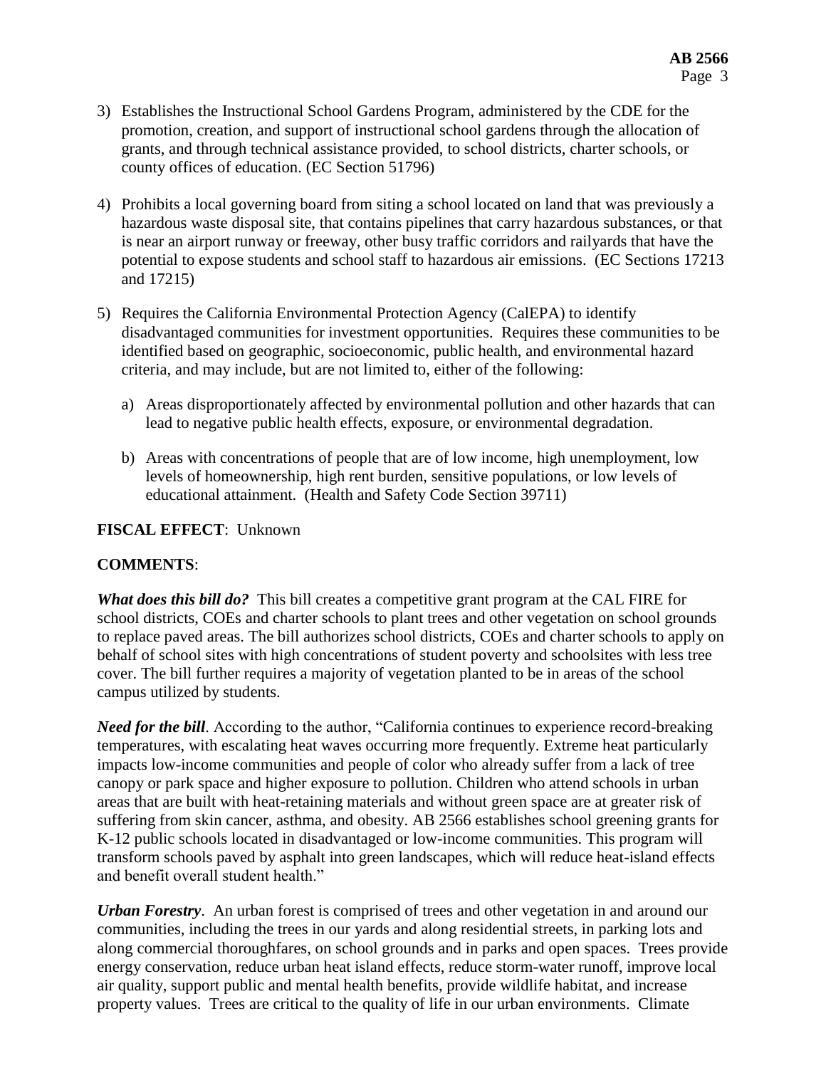3) Establishes the Instructional School Gardens Program, administered by the CDE for the promotion, creation, and support of instructional school gardens through the allocation of grants, and through technical assistance provided, to school districts, charter schools, or county offices of education. (EC Section 51796)

4) Prohibits a local governing board from siting a school located on land that was previously a hazardous waste disposal site, that contains pipelines that carry hazardous substances, or that is near an airport runway or freeway, other busy traffic corridors and railyards that have the potential to expose students and school staff to hazardous air emissions. (EC Sections 17213 and 17215)

5) Requires the California Environmental Protection Agency (CalEPA) to identify disadvantaged communities for investment opportunities. Requires these communities to be identified based on geographic, socioeconomic, public health, and environmental hazard criteria, and may include, but are not limited to, either of the following:

   a) Areas disproportionately affected by environmental pollution and other hazards that can lead to negative public health effects, exposure, or environmental degradation.

   b) Areas with concentrations of people that are of low income, high unemployment, low levels of homeownership, high rent burden, sensitive populations, or low levels of educational attainment. (Health and Safety Code Section 39711)

**FISCAL EFFECT**: Unknown

**COMMENTS**:

***What does this bill do?*** This bill creates a competitive grant program at the CAL FIRE for school districts, COEs and charter schools to plant trees and other vegetation on school grounds to replace paved areas. The bill authorizes school districts, COEs and charter schools to apply on behalf of school sites with high concentrations of student poverty and schoolsites with less tree cover. The bill further requires a majority of vegetation planted to be in areas of the school campus utilized by students.

***Need for the bill***. According to the author, "California continues to experience record-breaking temperatures, with escalating heat waves occurring more frequently. Extreme heat particularly impacts low-income communities and people of color who already suffer from a lack of tree canopy or park space and higher exposure to pollution. Children who attend schools in urban areas that are built with heat-retaining materials and without green space are at greater risk of suffering from skin cancer, asthma, and obesity. AB 2566 establishes school greening grants for K-12 public schools located in disadvantaged or low-income communities. This program will transform schools paved by asphalt into green landscapes, which will reduce heat-island effects and benefit overall student health."

***Urban Forestry***. An urban forest is comprised of trees and other vegetation in and around our communities, including the trees in our yards and along residential streets, in parking lots and along commercial thoroughfares, on school grounds and in parks and open spaces. Trees provide energy conservation, reduce urban heat island effects, reduce storm-water runoff, improve local air quality, support public and mental health benefits, provide wildlife habitat, and increase property values. Trees are critical to the quality of life in our urban environments. Climate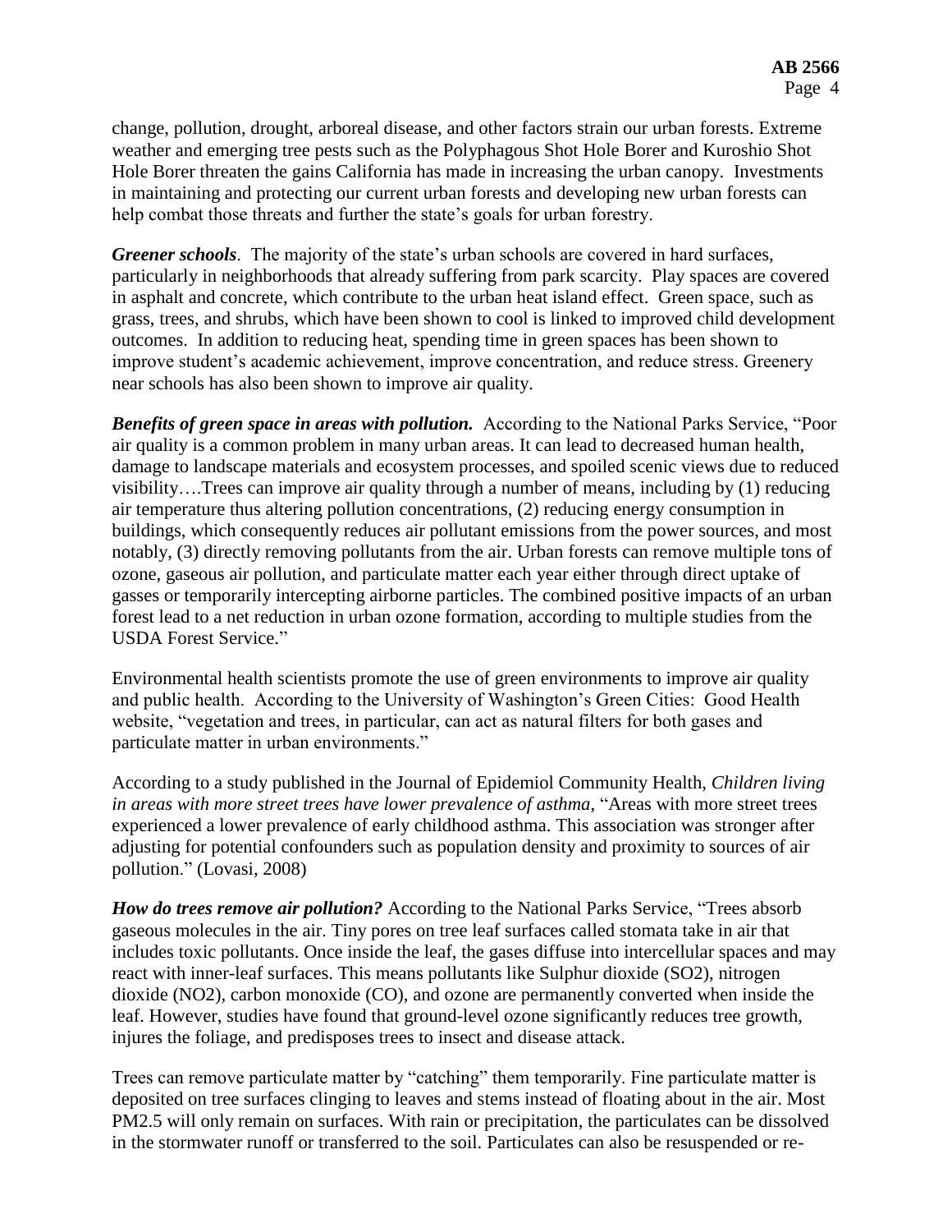change, pollution, drought, arboreal disease, and other factors strain our urban forests. Extreme weather and emerging tree pests such as the Polyphagous Shot Hole Borer and Kuroshio Shot Hole Borer threaten the gains California has made in increasing the urban canopy. Investments in maintaining and protecting our current urban forests and developing new urban forests can help combat those threats and further the state's goals for urban forestry.

***Greener schools***. The majority of the state's urban schools are covered in hard surfaces, particularly in neighborhoods that already suffering from park scarcity. Play spaces are covered in asphalt and concrete, which contribute to the urban heat island effect. Green space, such as grass, trees, and shrubs, which have been shown to cool is linked to improved child development outcomes. In addition to reducing heat, spending time in green spaces has been shown to improve student's academic achievement, improve concentration, and reduce stress. Greenery near schools has also been shown to improve air quality.

***Benefits of green space in areas with pollution.*** According to the National Parks Service, "Poor air quality is a common problem in many urban areas. It can lead to decreased human health, damage to landscape materials and ecosystem processes, and spoiled scenic views due to reduced visibility….Trees can improve air quality through a number of means, including by (1) reducing air temperature thus altering pollution concentrations, (2) reducing energy consumption in buildings, which consequently reduces air pollutant emissions from the power sources, and most notably, (3) directly removing pollutants from the air. Urban forests can remove multiple tons of ozone, gaseous air pollution, and particulate matter each year either through direct uptake of gasses or temporarily intercepting airborne particles. The combined positive impacts of an urban forest lead to a net reduction in urban ozone formation, according to multiple studies from the USDA Forest Service."

Environmental health scientists promote the use of green environments to improve air quality and public health. According to the University of Washington's Green Cities: Good Health website, "vegetation and trees, in particular, can act as natural filters for both gases and particulate matter in urban environments."

According to a study published in the Journal of Epidemiol Community Health, *Children living in areas with more street trees have lower prevalence of asthma*, "Areas with more street trees experienced a lower prevalence of early childhood asthma. This association was stronger after adjusting for potential confounders such as population density and proximity to sources of air pollution." (Lovasi, 2008)

***How do trees remove air pollution?*** According to the National Parks Service, "Trees absorb gaseous molecules in the air. Tiny pores on tree leaf surfaces called stomata take in air that includes toxic pollutants. Once inside the leaf, the gases diffuse into intercellular spaces and may react with inner-leaf surfaces. This means pollutants like Sulphur dioxide (SO2), nitrogen dioxide (NO2), carbon monoxide (CO), and ozone are permanently converted when inside the leaf. However, studies have found that ground-level ozone significantly reduces tree growth, injures the foliage, and predisposes trees to insect and disease attack.

Trees can remove particulate matter by "catching" them temporarily. Fine particulate matter is deposited on tree surfaces clinging to leaves and stems instead of floating about in the air. Most PM2.5 will only remain on surfaces. With rain or precipitation, the particulates can be dissolved in the stormwater runoff or transferred to the soil. Particulates can also be resuspended or re-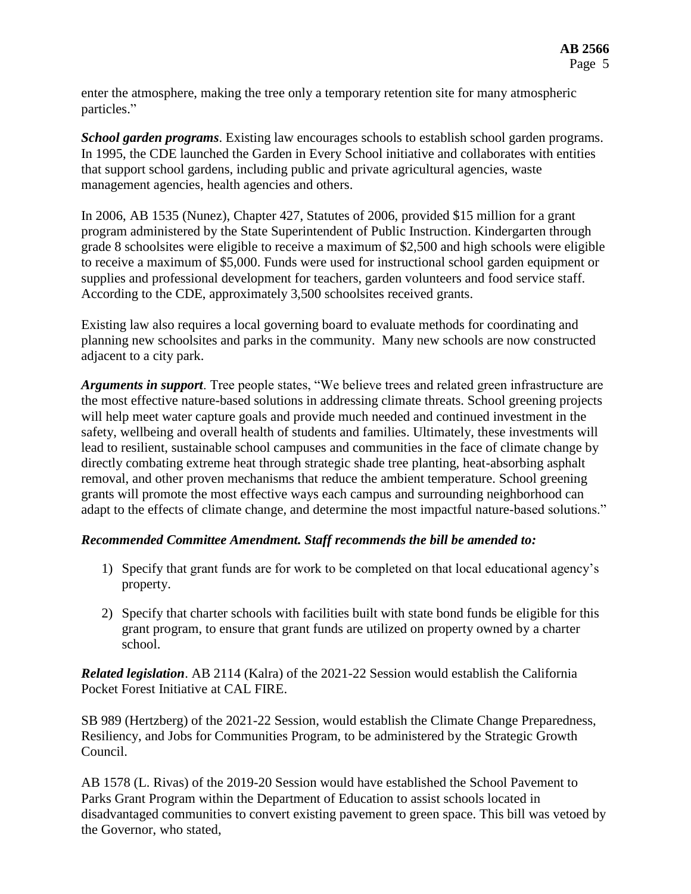enter the atmosphere, making the tree only a temporary retention site for many atmospheric particles."

***School garden programs***. Existing law encourages schools to establish school garden programs. In 1995, the CDE launched the Garden in Every School initiative and collaborates with entities that support school gardens, including public and private agricultural agencies, waste management agencies, health agencies and others.

In 2006, AB 1535 (Nunez), Chapter 427, Statutes of 2006, provided $15 million for a grant program administered by the State Superintendent of Public Instruction. Kindergarten through grade 8 schoolsites were eligible to receive a maximum of $2,500 and high schools were eligible to receive a maximum of $5,000. Funds were used for instructional school garden equipment or supplies and professional development for teachers, garden volunteers and food service staff. According to the CDE, approximately 3,500 schoolsites received grants.

Existing law also requires a local governing board to evaluate methods for coordinating and planning new schoolsites and parks in the community. Many new schools are now constructed adjacent to a city park.

***Arguments in support***. Tree people states, "We believe trees and related green infrastructure are the most effective nature-based solutions in addressing climate threats. School greening projects will help meet water capture goals and provide much needed and continued investment in the safety, wellbeing and overall health of students and families. Ultimately, these investments will lead to resilient, sustainable school campuses and communities in the face of climate change by directly combating extreme heat through strategic shade tree planting, heat-absorbing asphalt removal, and other proven mechanisms that reduce the ambient temperature. School greening grants will promote the most effective ways each campus and surrounding neighborhood can adapt to the effects of climate change, and determine the most impactful nature-based solutions."

***Recommended Committee Amendment. Staff recommends the bill be amended to:***

1) Specify that grant funds are for work to be completed on that local educational agency's property.

2) Specify that charter schools with facilities built with state bond funds be eligible for this grant program, to ensure that grant funds are utilized on property owned by a charter school.

***Related legislation***. AB 2114 (Kalra) of the 2021-22 Session would establish the California Pocket Forest Initiative at CAL FIRE.

SB 989 (Hertzberg) of the 2021-22 Session, would establish the Climate Change Preparedness, Resiliency, and Jobs for Communities Program, to be administered by the Strategic Growth Council.

AB 1578 (L. Rivas) of the 2019-20 Session would have established the School Pavement to Parks Grant Program within the Department of Education to assist schools located in disadvantaged communities to convert existing pavement to green space. This bill was vetoed by the Governor, who stated,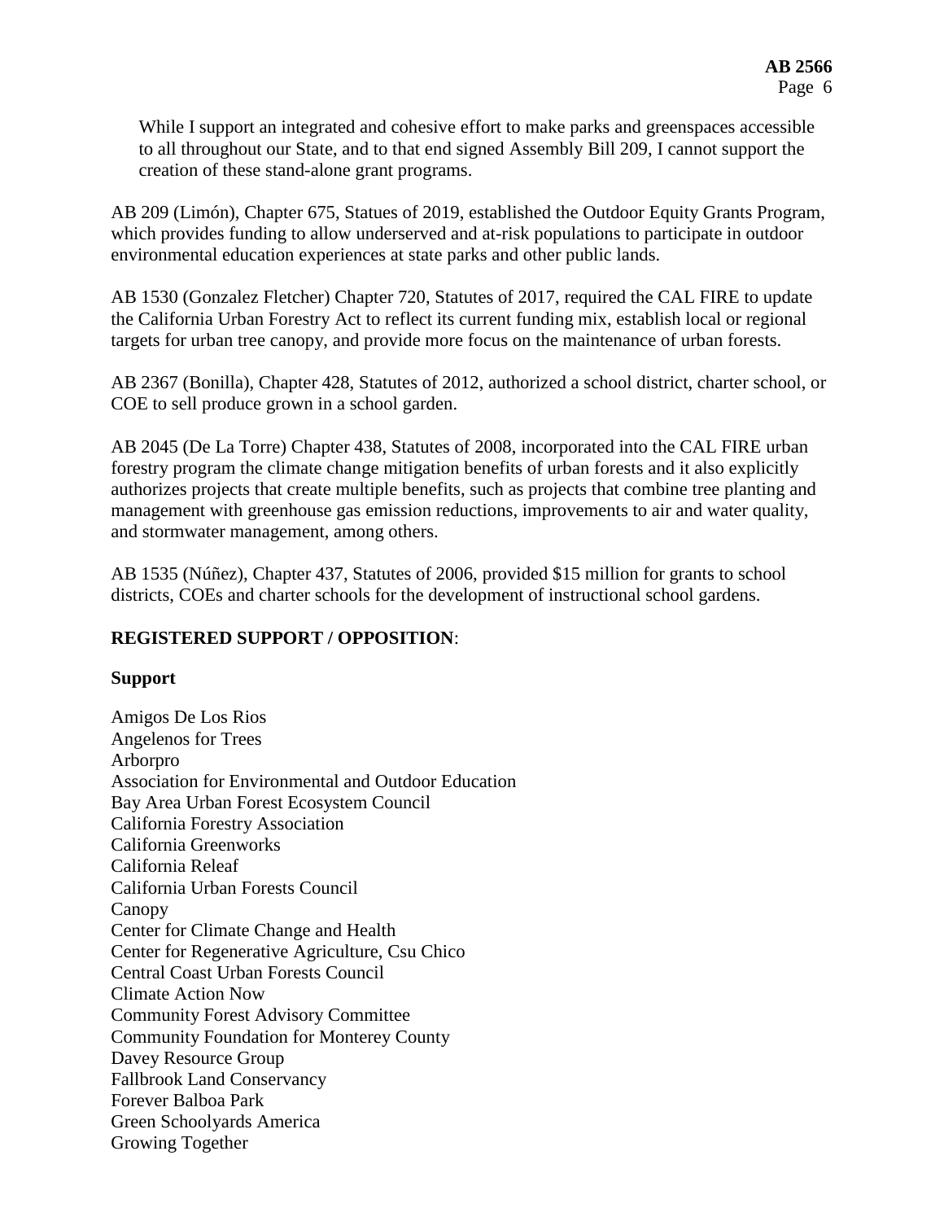While I support an integrated and cohesive effort to make parks and greenspaces accessible to all throughout our State, and to that end signed Assembly Bill 209, I cannot support the creation of these stand-alone grant programs.

AB 209 (Limón), Chapter 675, Statues of 2019, established the Outdoor Equity Grants Program, which provides funding to allow underserved and at-risk populations to participate in outdoor environmental education experiences at state parks and other public lands.

AB 1530 (Gonzalez Fletcher) Chapter 720, Statutes of 2017, required the CAL FIRE to update the California Urban Forestry Act to reflect its current funding mix, establish local or regional targets for urban tree canopy, and provide more focus on the maintenance of urban forests.

AB 2367 (Bonilla), Chapter 428, Statutes of 2012, authorized a school district, charter school, or COE to sell produce grown in a school garden.

AB 2045 (De La Torre) Chapter 438, Statutes of 2008, incorporated into the CAL FIRE urban forestry program the climate change mitigation benefits of urban forests and it also explicitly authorizes projects that create multiple benefits, such as projects that combine tree planting and management with greenhouse gas emission reductions, improvements to air and water quality, and stormwater management, among others.

AB 1535 (Núñez), Chapter 437, Statutes of 2006, provided $15 million for grants to school districts, COEs and charter schools for the development of instructional school gardens.

**REGISTERED SUPPORT / OPPOSITION**:

**Support**

Amigos De Los Rios
Angelenos for Trees
Arborpro
Association for Environmental and Outdoor Education
Bay Area Urban Forest Ecosystem Council
California Forestry Association
California Greenworks
California Releaf
California Urban Forests Council
Canopy
Center for Climate Change and Health
Center for Regenerative Agriculture, Csu Chico
Central Coast Urban Forests Council
Climate Action Now
Community Forest Advisory Committee
Community Foundation for Monterey County
Davey Resource Group
Fallbrook Land Conservancy
Forever Balboa Park
Green Schoolyards America
Growing Together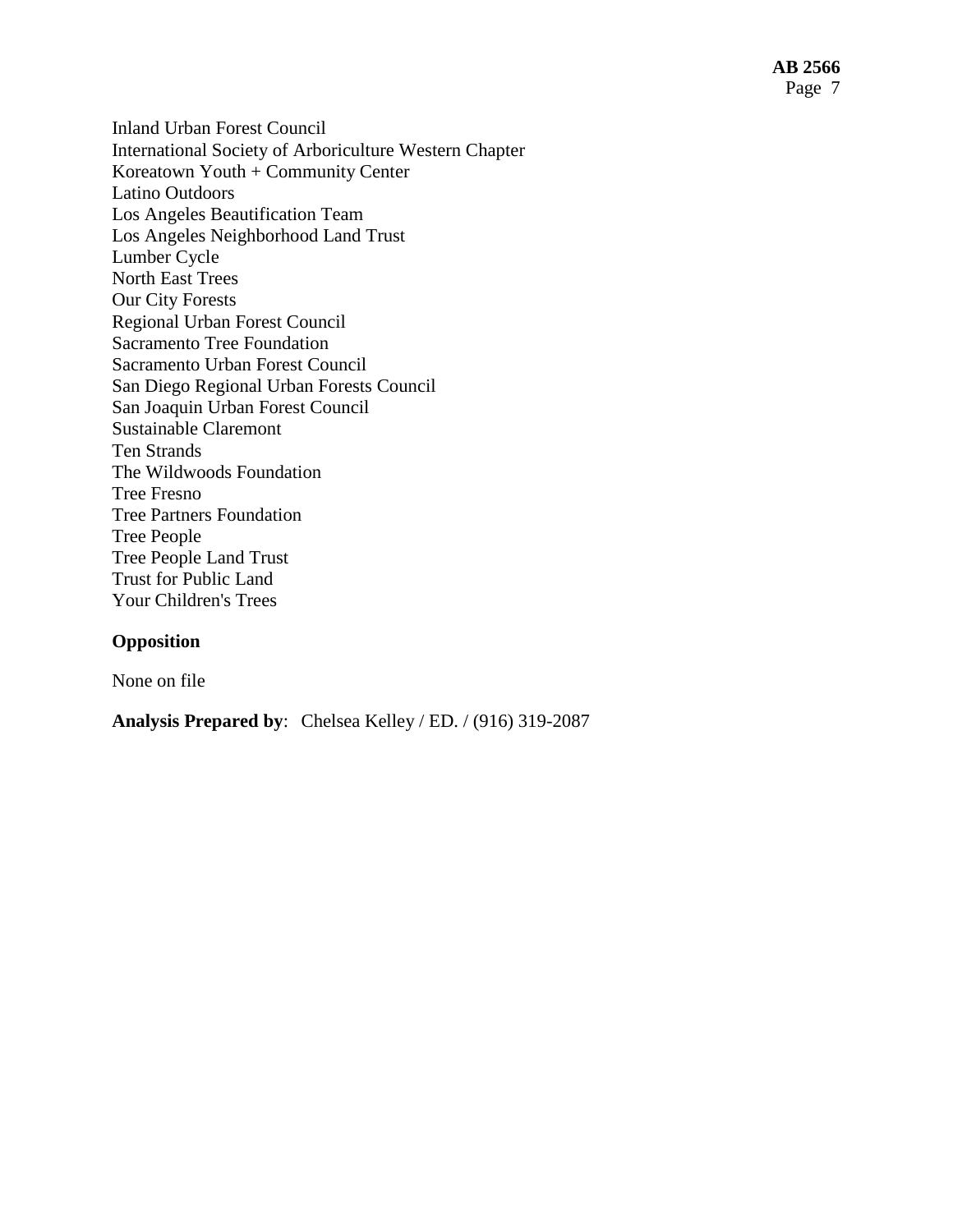Inland Urban Forest Council
International Society of Arboriculture Western Chapter
Koreatown Youth + Community Center
Latino Outdoors
Los Angeles Beautification Team
Los Angeles Neighborhood Land Trust
Lumber Cycle
North East Trees
Our City Forests
Regional Urban Forest Council
Sacramento Tree Foundation
Sacramento Urban Forest Council
San Diego Regional Urban Forests Council
San Joaquin Urban Forest Council
Sustainable Claremont
Ten Strands
The Wildwoods Foundation
Tree Fresno
Tree Partners Foundation
Tree People
Tree People Land Trust
Trust for Public Land
Your Children's Trees

**Opposition**

None on file

**Analysis Prepared by**: Chelsea Kelley / ED. / (916) 319-2087